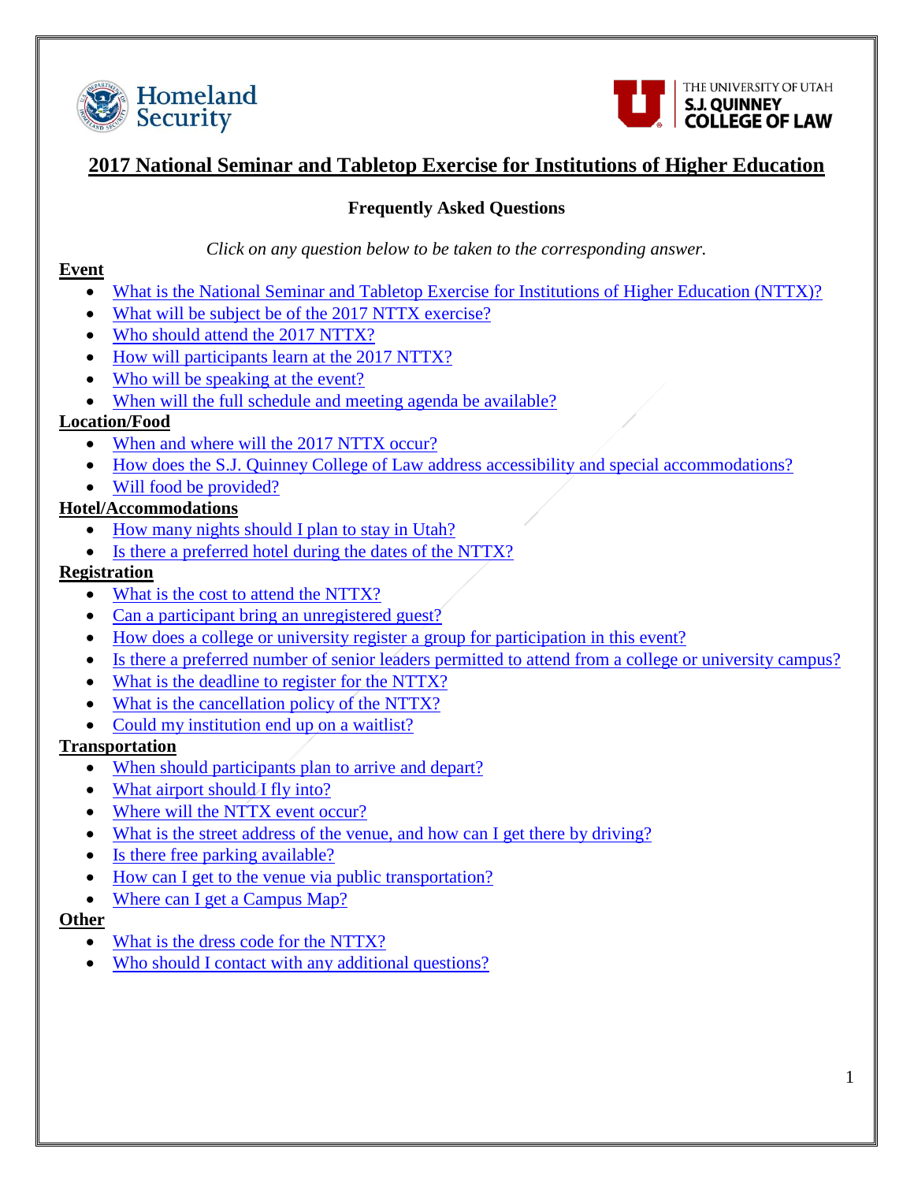# 2017 National Seminar and Tabletop Exercise for Institutions of Higher Education

## Frequently Asked Questions

*Click on any question below to be taken to the corresponding answer.*

**Event**

- What is the National Seminar and Tabletop Exercise for Institutions of Higher Education (NTTX)?
- What will be subject be of the 2017 NTTX exercise?
- Who should attend the 2017 NTTX?
- How will participants learn at the 2017 NTTX?
- Who will be speaking at the event?
- When will the full schedule and meeting agenda be available?

**Location/Food**

- When and where will the 2017 NTTX occur?
- How does the S.J. Quinney College of Law address accessibility and special accommodations?
- Will food be provided?

**Hotel/Accommodations**

- How many nights should I plan to stay in Utah?
- Is there a preferred hotel during the dates of the NTTX?

**Registration**

- What is the cost to attend the NTTX?
- Can a participant bring an unregistered guest?
- How does a college or university register a group for participation in this event?
- Is there a preferred number of senior leaders permitted to attend from a college or university campus?
- What is the deadline to register for the NTTX?
- What is the cancellation policy of the NTTX?
- Could my institution end up on a waitlist?

**Transportation**

- When should participants plan to arrive and depart?
- What airport should I fly into?
- Where will the NTTX event occur?
- What is the street address of the venue, and how can I get there by driving?
- Is there free parking available?
- How can I get to the venue via public transportation?
- Where can I get a Campus Map?

**Other**

- What is the dress code for the NTTX?
- Who should I contact with any additional questions?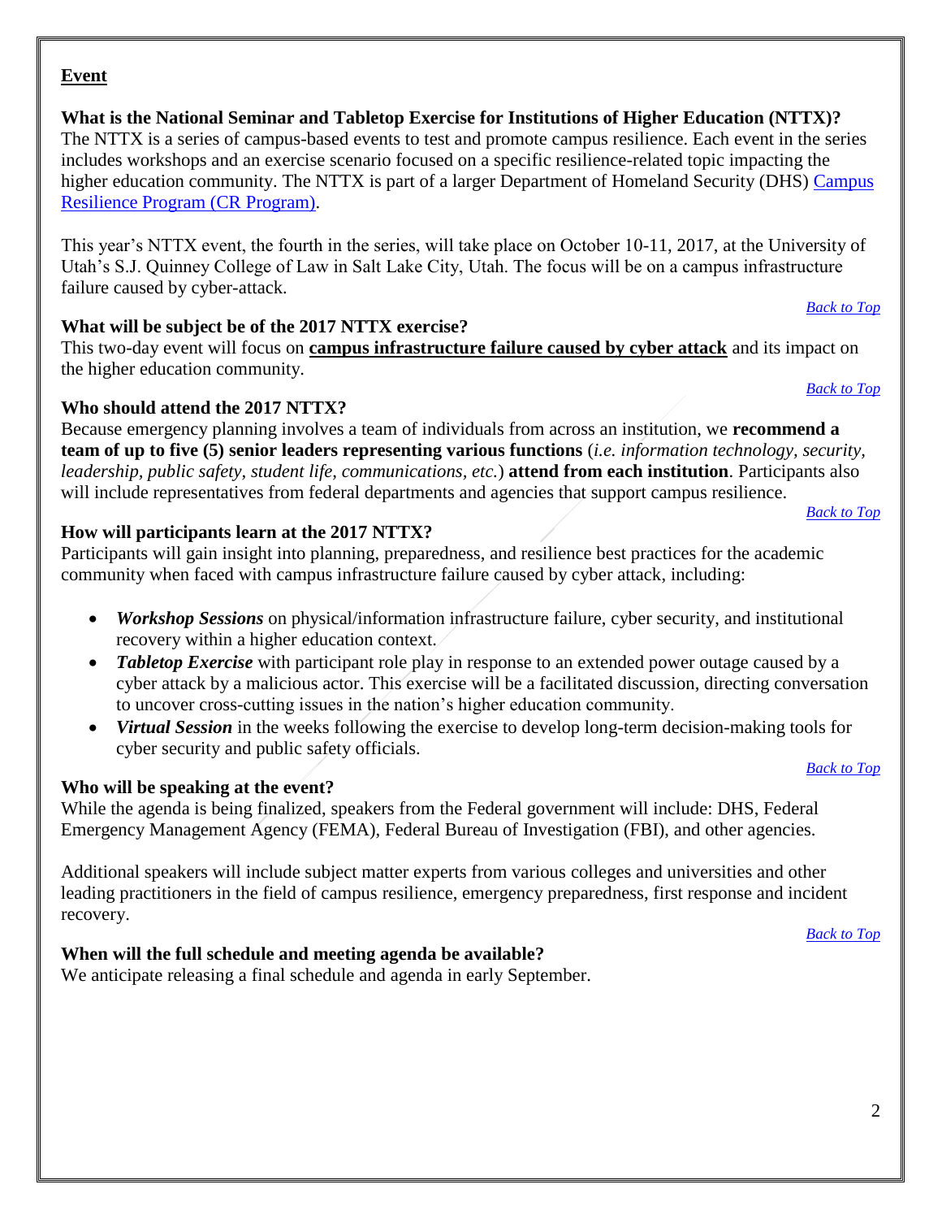## Event

### What is the National Seminar and Tabletop Exercise for Institutions of Higher Education (NTTX)?

The NTTX is a series of campus-based events to test and promote campus resilience. Each event in the series includes workshops and an exercise scenario focused on a specific resilience-related topic impacting the higher education community. The NTTX is part of a larger Department of Homeland Security (DHS) [Campus Resilience Program (CR Program)](#).

This year's NTTX event, the fourth in the series, will take place on October 10-11, 2017, at the University of Utah's S.J. Quinney College of Law in Salt Lake City, Utah. The focus will be on a campus infrastructure failure caused by cyber-attack.

*[Back to Top](#)*

### What will be subject be of the 2017 NTTX exercise?

This two-day event will focus on **campus infrastructure failure caused by cyber attack** and its impact on the higher education community.

*[Back to Top](#)*

### Who should attend the 2017 NTTX?

Because emergency planning involves a team of individuals from across an institution, we **recommend a team of up to five (5) senior leaders representing various functions** (*i.e. information technology, security, leadership, public safety, student life, communications, etc.*) **attend from each institution**. Participants also will include representatives from federal departments and agencies that support campus resilience.

*[Back to Top](#)*

### How will participants learn at the 2017 NTTX?

Participants will gain insight into planning, preparedness, and resilience best practices for the academic community when faced with campus infrastructure failure caused by cyber attack, including:

- ***Workshop Sessions*** on physical/information infrastructure failure, cyber security, and institutional recovery within a higher education context.
- ***Tabletop Exercise*** with participant role play in response to an extended power outage caused by a cyber attack by a malicious actor. This exercise will be a facilitated discussion, directing conversation to uncover cross-cutting issues in the nation's higher education community.
- ***Virtual Session*** in the weeks following the exercise to develop long-term decision-making tools for cyber security and public safety officials.

*[Back to Top](#)*

### Who will be speaking at the event?

While the agenda is being finalized, speakers from the Federal government will include: DHS, Federal Emergency Management Agency (FEMA), Federal Bureau of Investigation (FBI), and other agencies.

Additional speakers will include subject matter experts from various colleges and universities and other leading practitioners in the field of campus resilience, emergency preparedness, first response and incident recovery.

*[Back to Top](#)*

### When will the full schedule and meeting agenda be available?

We anticipate releasing a final schedule and agenda in early September.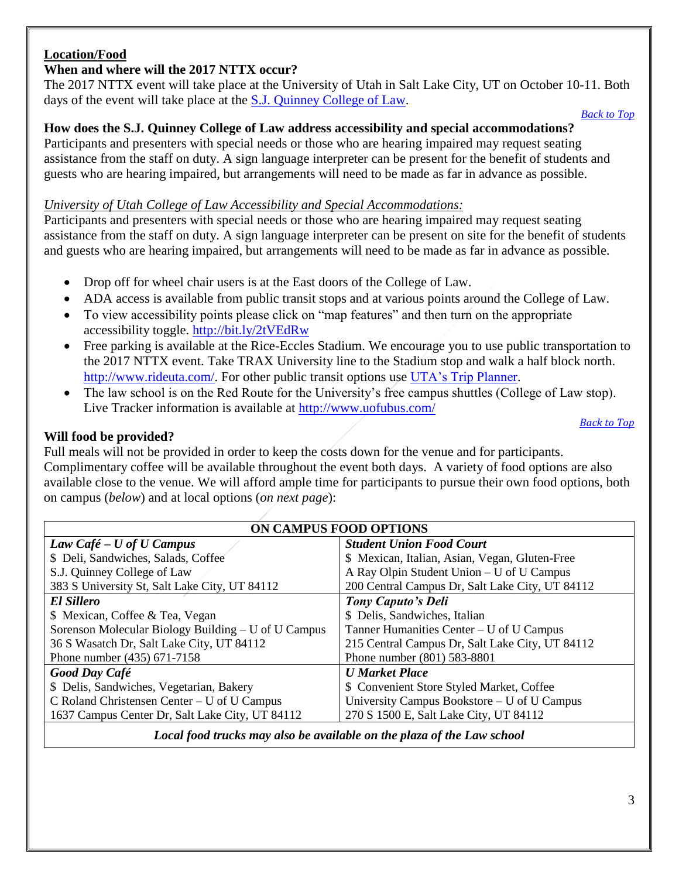## Location/Food

### When and where will the 2017 NTTX occur?

The 2017 NTTX event will take place at the University of Utah in Salt Lake City, UT on October 10-11. Both days of the event will take place at the S.J. Quinney College of Law.

*Back to Top*

### How does the S.J. Quinney College of Law address accessibility and special accommodations?

Participants and presenters with special needs or those who are hearing impaired may request seating assistance from the staff on duty. A sign language interpreter can be present for the benefit of students and guests who are hearing impaired, but arrangements will need to be made as far in advance as possible.

*University of Utah College of Law Accessibility and Special Accommodations:*

Participants and presenters with special needs or those who are hearing impaired may request seating assistance from the staff on duty. A sign language interpreter can be present on site for the benefit of students and guests who are hearing impaired, but arrangements will need to be made as far in advance as possible.

- Drop off for wheel chair users is at the East doors of the College of Law.
- ADA access is available from public transit stops and at various points around the College of Law.
- To view accessibility points please click on "map features" and then turn on the appropriate accessibility toggle. http://bit.ly/2tVEdRw
- Free parking is available at the Rice-Eccles Stadium. We encourage you to use public transportation to the 2017 NTTX event. Take TRAX University line to the Stadium stop and walk a half block north. http://www.rideuta.com/. For other public transit options use UTA's Trip Planner.
- The law school is on the Red Route for the University's free campus shuttles (College of Law stop). Live Tracker information is available at http://www.uofubus.com/

*Back to Top*

### Will food be provided?

Full meals will not be provided in order to keep the costs down for the venue and for participants. Complimentary coffee will be available throughout the event both days. A variety of food options are also available close to the venue. We will afford ample time for participants to pursue their own food options, both on campus (*below*) and at local options (*on next page*):

| ON CAMPUS FOOD OPTIONS | |
|---|---|
| ***Law Café – U of U Campus***<br>$ Deli, Sandwiches, Salads, Coffee<br>S.J. Quinney College of Law<br>383 S University St, Salt Lake City, UT 84112 | ***Student Union Food Court***<br>$ Mexican, Italian, Asian, Vegan, Gluten-Free<br>A Ray Olpin Student Union – U of U Campus<br>200 Central Campus Dr, Salt Lake City, UT 84112 |
| ***El Sillero***<br>$ Mexican, Coffee & Tea, Vegan<br>Sorenson Molecular Biology Building – U of U Campus<br>36 S Wasatch Dr, Salt Lake City, UT 84112<br>Phone number (435) 671-7158 | ***Tony Caputo's Deli***<br>$ Delis, Sandwiches, Italian<br>Tanner Humanities Center – U of U Campus<br>215 Central Campus Dr, Salt Lake City, UT 84112<br>Phone number (801) 583-8801 |
| ***Good Day Café***<br>$ Delis, Sandwiches, Vegetarian, Bakery<br>C Roland Christensen Center – U of U Campus<br>1637 Campus Center Dr, Salt Lake City, UT 84112 | ***U Market Place***<br>$ Convenient Store Styled Market, Coffee<br>University Campus Bookstore – U of U Campus<br>270 S 1500 E, Salt Lake City, UT 84112 |
| ***Local food trucks may also be available on the plaza of the Law school*** | |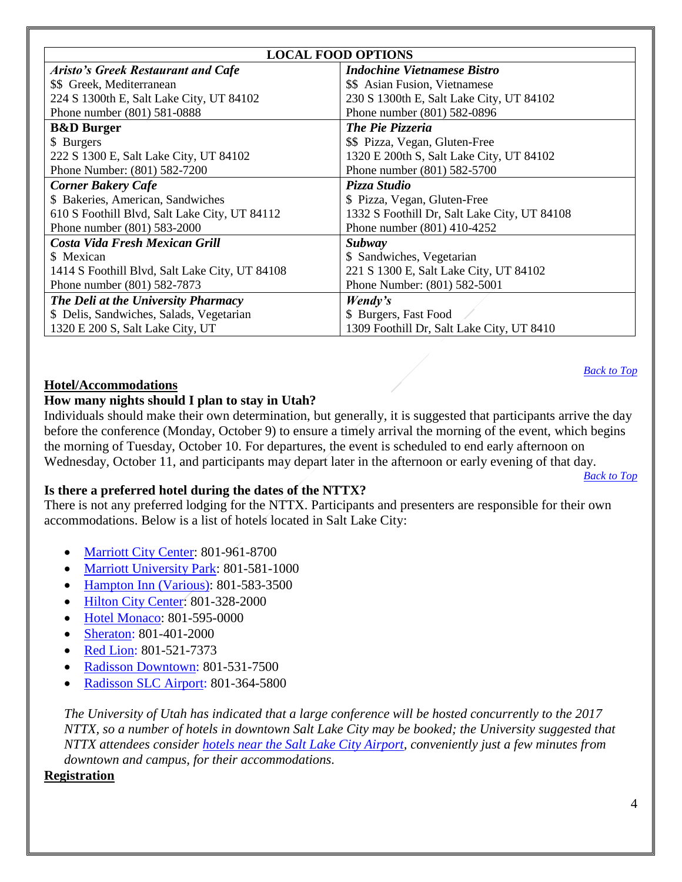| LOCAL FOOD OPTIONS | |
|---|---|
| ***Aristo's Greek Restaurant and Cafe***<br>$$ Greek, Mediterranean<br>224 S 1300th E, Salt Lake City, UT 84102<br>Phone number (801) 581-0888 | ***Indochine Vietnamese Bistro***<br>$$ Asian Fusion, Vietnamese<br>230 S 1300th E, Salt Lake City, UT 84102<br>Phone number (801) 582-0896 |
| **B&D Burger**<br>$ Burgers<br>222 S 1300 E, Salt Lake City, UT 84102<br>Phone Number: (801) 582-7200 | ***The Pie Pizzeria***<br>$$ Pizza, Vegan, Gluten-Free<br>1320 E 200th S, Salt Lake City, UT 84102<br>Phone number (801) 582-5700 |
| ***Corner Bakery Cafe***<br>$ Bakeries, American, Sandwiches<br>610 S Foothill Blvd, Salt Lake City, UT 84112<br>Phone number (801) 583-2000 | ***Pizza Studio***<br>$ Pizza, Vegan, Gluten-Free<br>1332 S Foothill Dr, Salt Lake City, UT 84108<br>Phone number (801) 410-4252 |
| ***Costa Vida Fresh Mexican Grill***<br>$ Mexican<br>1414 S Foothill Blvd, Salt Lake City, UT 84108<br>Phone number (801) 582-7873 | ***Subway***<br>$ Sandwiches, Vegetarian<br>221 S 1300 E, Salt Lake City, UT 84102<br>Phone Number: (801) 582-5001 |
| ***The Deli at the University Pharmacy***<br>$ Delis, Sandwiches, Salads, Vegetarian<br>1320 E 200 S, Salt Lake City, UT | ***Wendy's***<br>$ Burgers, Fast Food<br>1309 Foothill Dr, Salt Lake City, UT 8410 |

*Back to Top*

## Hotel/Accommodations

### How many nights should I plan to stay in Utah?

Individuals should make their own determination, but generally, it is suggested that participants arrive the day before the conference (Monday, October 9) to ensure a timely arrival the morning of the event, which begins the morning of Tuesday, October 10. For departures, the event is scheduled to end early afternoon on Wednesday, October 11, and participants may depart later in the afternoon or early evening of that day.

*Back to Top*

### Is there a preferred hotel during the dates of the NTTX?

There is not any preferred lodging for the NTTX. Participants and presenters are responsible for their own accommodations. Below is a list of hotels located in Salt Lake City:

- Marriott City Center: 801-961-8700
- Marriott University Park: 801-581-1000
- Hampton Inn (Various): 801-583-3500
- Hilton City Center: 801-328-2000
- Hotel Monaco: 801-595-0000
- Sheraton: 801-401-2000
- Red Lion: 801-521-7373
- Radisson Downtown: 801-531-7500
- Radisson SLC Airport: 801-364-5800

*The University of Utah has indicated that a large conference will be hosted concurrently to the 2017 NTTX, so a number of hotels in downtown Salt Lake City may be booked; the University suggested that NTTX attendees consider hotels near the Salt Lake City Airport, conveniently just a few minutes from downtown and campus, for their accommodations.*

## Registration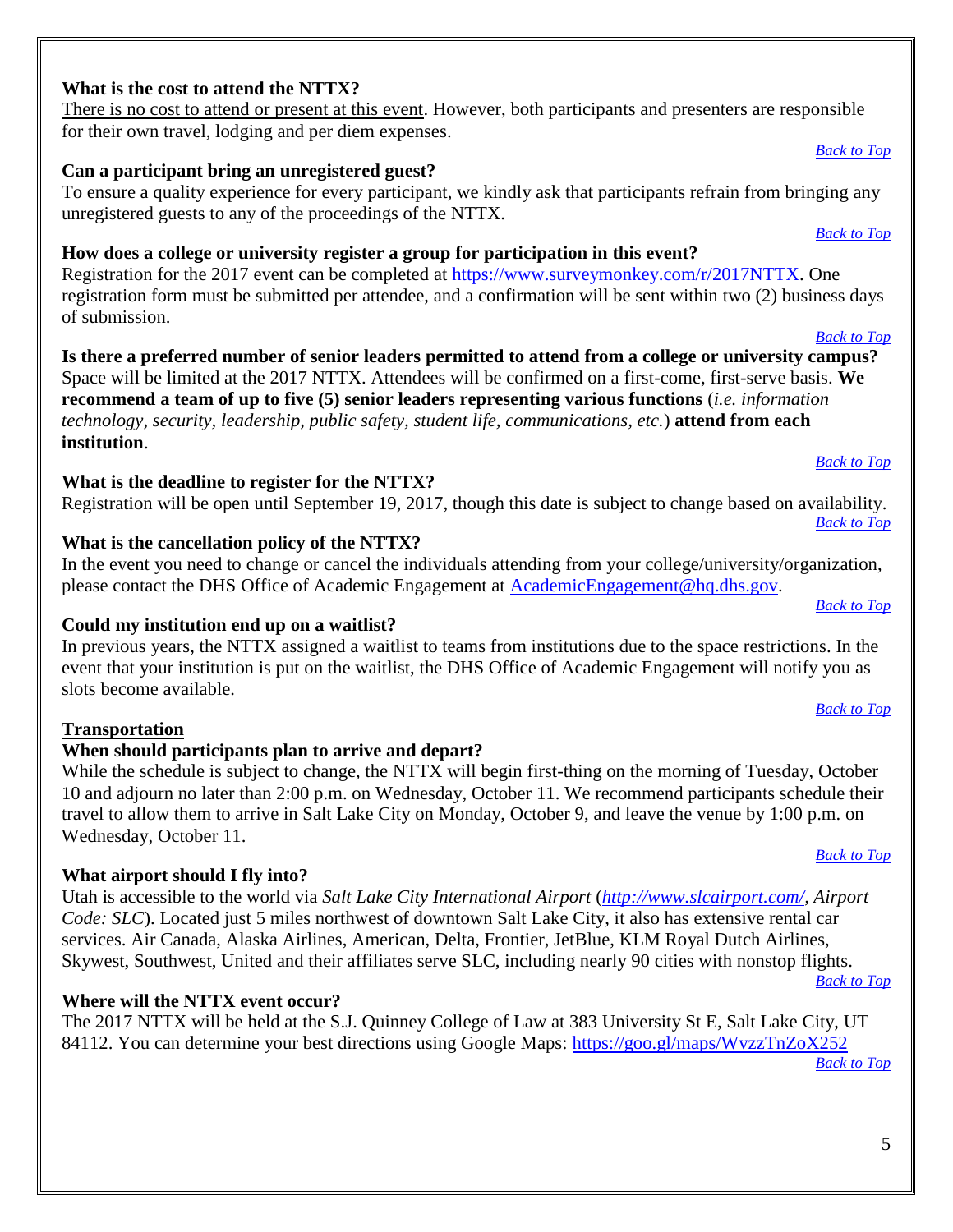**What is the cost to attend the NTTX?**

There is no cost to attend or present at this event. However, both participants and presenters are responsible for their own travel, lodging and per diem expenses.

[Back to Top]

**Can a participant bring an unregistered guest?**

To ensure a quality experience for every participant, we kindly ask that participants refrain from bringing any unregistered guests to any of the proceedings of the NTTX.

[Back to Top]

**How does a college or university register a group for participation in this event?**

Registration for the 2017 event can be completed at https://www.surveymonkey.com/r/2017NTTX. One registration form must be submitted per attendee, and a confirmation will be sent within two (2) business days of submission.

[Back to Top]

**Is there a preferred number of senior leaders permitted to attend from a college or university campus?**

Space will be limited at the 2017 NTTX. Attendees will be confirmed on a first-come, first-serve basis. **We recommend a team of up to five (5) senior leaders representing various functions** (*i.e. information technology, security, leadership, public safety, student life, communications, etc.*) **attend from each institution**.

[Back to Top]

**What is the deadline to register for the NTTX?**

Registration will be open until September 19, 2017, though this date is subject to change based on availability.

[Back to Top]

**What is the cancellation policy of the NTTX?**

In the event you need to change or cancel the individuals attending from your college/university/organization, please contact the DHS Office of Academic Engagement at AcademicEngagement@hq.dhs.gov.

[Back to Top]

**Could my institution end up on a waitlist?**

In previous years, the NTTX assigned a waitlist to teams from institutions due to the space restrictions. In the event that your institution is put on the waitlist, the DHS Office of Academic Engagement will notify you as slots become available.

[Back to Top]

## Transportation

**When should participants plan to arrive and depart?**

While the schedule is subject to change, the NTTX will begin first-thing on the morning of Tuesday, October 10 and adjourn no later than 2:00 p.m. on Wednesday, October 11. We recommend participants schedule their travel to allow them to arrive in Salt Lake City on Monday, October 9, and leave the venue by 1:00 p.m. on Wednesday, October 11.

[Back to Top]

**What airport should I fly into?**

Utah is accessible to the world via *Salt Lake City International Airport* (*http://www.slcairport.com/, Airport Code: SLC*). Located just 5 miles northwest of downtown Salt Lake City, it also has extensive rental car services. Air Canada, Alaska Airlines, American, Delta, Frontier, JetBlue, KLM Royal Dutch Airlines, Skywest, Southwest, United and their affiliates serve SLC, including nearly 90 cities with nonstop flights.

[Back to Top]

**Where will the NTTX event occur?**

The 2017 NTTX will be held at the S.J. Quinney College of Law at 383 University St E, Salt Lake City, UT 84112. You can determine your best directions using Google Maps: https://goo.gl/maps/WvzzTnZoX252

[Back to Top]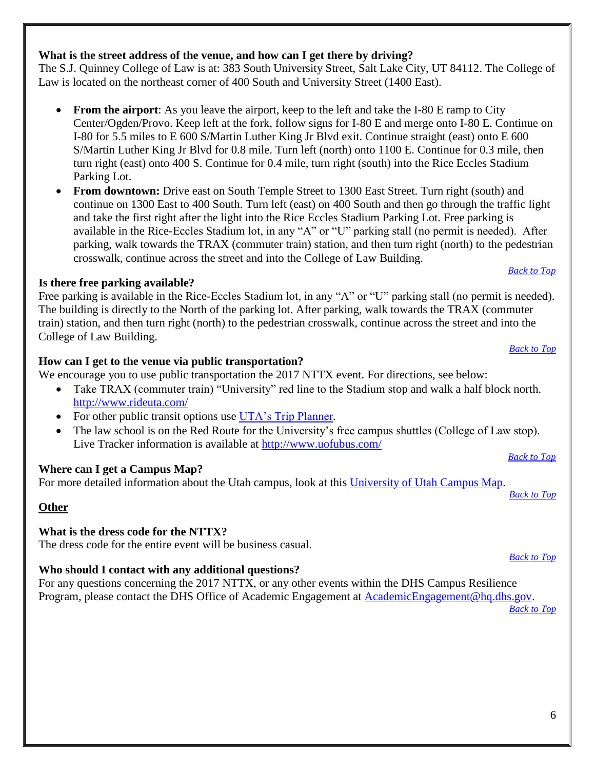**What is the street address of the venue, and how can I get there by driving?**

The S.J. Quinney College of Law is at: 383 South University Street, Salt Lake City, UT 84112. The College of Law is located on the northeast corner of 400 South and University Street (1400 East).

- **From the airport**: As you leave the airport, keep to the left and take the I-80 E ramp to City Center/Ogden/Provo. Keep left at the fork, follow signs for I-80 E and merge onto I-80 E. Continue on I-80 for 5.5 miles to E 600 S/Martin Luther King Jr Blvd exit. Continue straight (east) onto E 600 S/Martin Luther King Jr Blvd for 0.8 mile. Turn left (north) onto 1100 E. Continue for 0.3 mile, then turn right (east) onto 400 S. Continue for 0.4 mile, turn right (south) into the Rice Eccles Stadium Parking Lot.
- **From downtown:** Drive east on South Temple Street to 1300 East Street. Turn right (south) and continue on 1300 East to 400 South. Turn left (east) on 400 South and then go through the traffic light and take the first right after the light into the Rice Eccles Stadium Parking Lot. Free parking is available in the Rice-Eccles Stadium lot, in any "A" or "U" parking stall (no permit is needed). After parking, walk towards the TRAX (commuter train) station, and then turn right (north) to the pedestrian crosswalk, continue across the street and into the College of Law Building.

*Back to Top*

**Is there free parking available?**

Free parking is available in the Rice-Eccles Stadium lot, in any "A" or "U" parking stall (no permit is needed). The building is directly to the North of the parking lot. After parking, walk towards the TRAX (commuter train) station, and then turn right (north) to the pedestrian crosswalk, continue across the street and into the College of Law Building.

*Back to Top*

**How can I get to the venue via public transportation?**

We encourage you to use public transportation the 2017 NTTX event. For directions, see below:

- Take TRAX (commuter train) "University" red line to the Stadium stop and walk a half block north. http://www.rideuta.com/
- For other public transit options use UTA's Trip Planner.
- The law school is on the Red Route for the University's free campus shuttles (College of Law stop). Live Tracker information is available at http://www.uofubus.com/

*Back to Top*

**Where can I get a Campus Map?**

For more detailed information about the Utah campus, look at this University of Utah Campus Map.

*Back to Top*

## Other

**What is the dress code for the NTTX?**

The dress code for the entire event will be business casual.

*Back to Top*

**Who should I contact with any additional questions?**

For any questions concerning the 2017 NTTX, or any other events within the DHS Campus Resilience Program, please contact the DHS Office of Academic Engagement at AcademicEngagement@hq.dhs.gov.

*Back to Top*